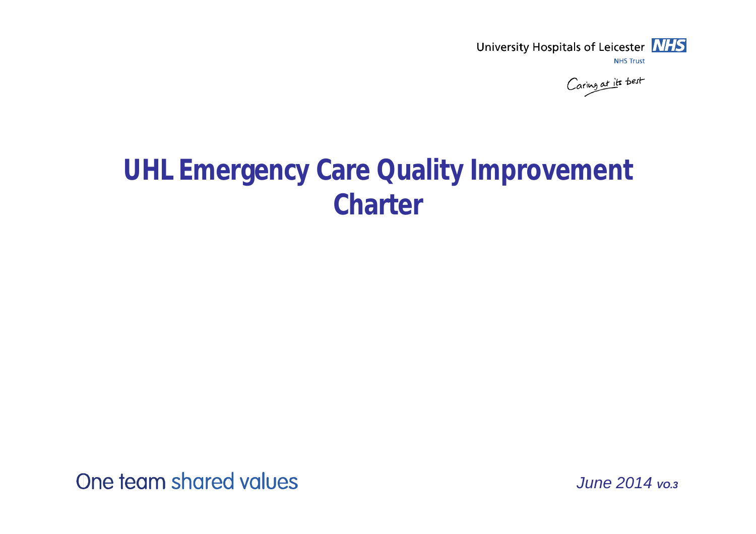University Hospitals of Leicester NHS

NHS Trust

*Caring at its best*

# UHL Emergency Care Quality Improvement Charter

One team shared values

*June 2014 vo.3*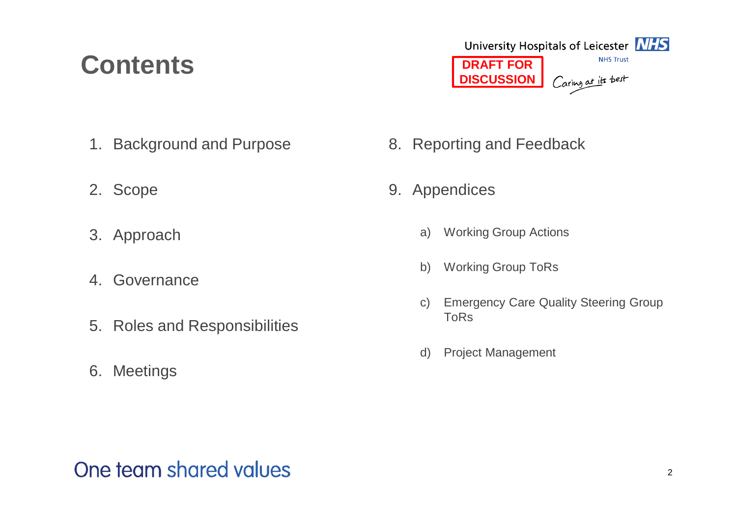# Contents

DRAFT FOR DISCUSSION

1. Background and Purpose
2. Scope
3. Approach
4. Governance
5. Roles and Responsibilities
6. Meetings
8. Reporting and Feedback
9. Appendices
   a) Working Group Actions
   b) Working Group ToRs
   c) Emergency Care Quality Steering Group ToRs
   d) Project Management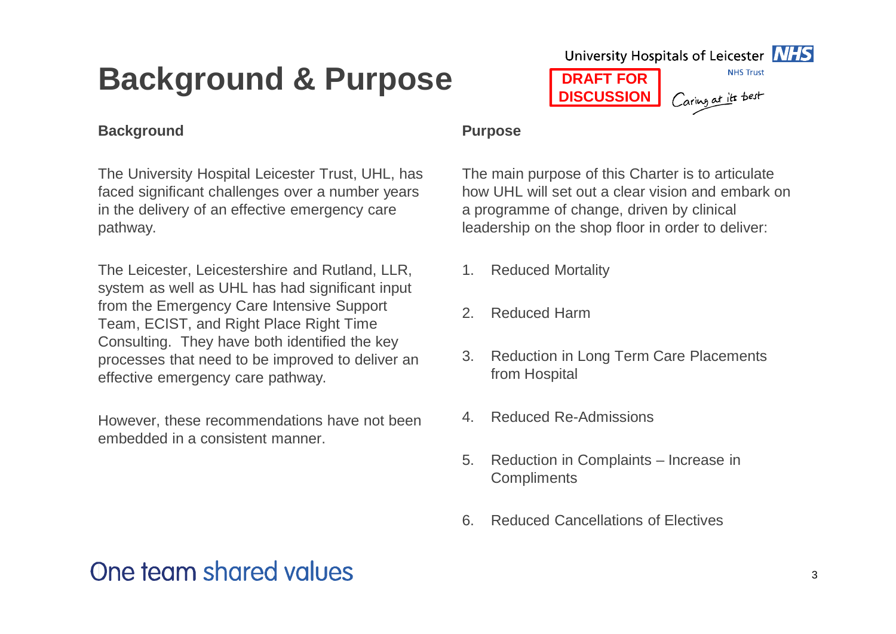# Background & Purpose

**DRAFT FOR DISCUSSION**

University Hospitals of Leicester NHS Trust

*Caring at its best*

### Background

The University Hospital Leicester Trust, UHL, has faced significant challenges over a number years in the delivery of an effective emergency care pathway.

The Leicester, Leicestershire and Rutland, LLR, system as well as UHL has had significant input from the Emergency Care Intensive Support Team, ECIST, and Right Place Right Time Consulting. They have both identified the key processes that need to be improved to deliver an effective emergency care pathway.

However, these recommendations have not been embedded in a consistent manner.

### Purpose

The main purpose of this Charter is to articulate how UHL will set out a clear vision and embark on a programme of change, driven by clinical leadership on the shop floor in order to deliver:

1. Reduced Mortality
2. Reduced Harm
3. Reduction in Long Term Care Placements from Hospital
4. Reduced Re-Admissions
5. Reduction in Complaints – Increase in Compliments
6. Reduced Cancellations of Electives

One team shared values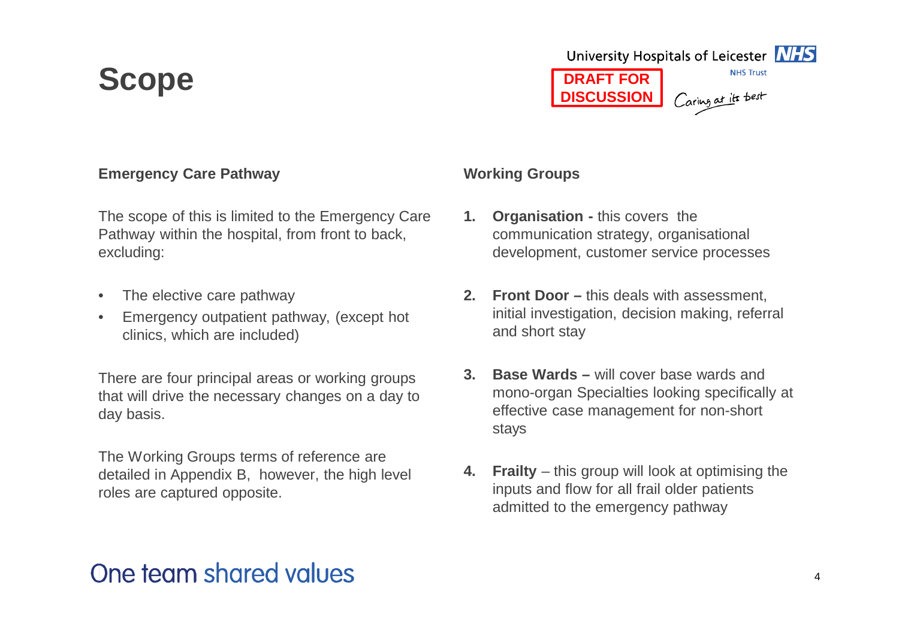# Scope

**DRAFT FOR DISCUSSION**

### Emergency Care Pathway

The scope of this is limited to the Emergency Care Pathway within the hospital, from front to back, excluding:

- The elective care pathway
- Emergency outpatient pathway, (except hot clinics, which are included)

There are four principal areas or working groups that will drive the necessary changes on a day to day basis.

The Working Groups terms of reference are detailed in Appendix B, however, the high level roles are captured opposite.

### Working Groups

1. **Organisation -** this covers the communication strategy, organisational development, customer service processes
2. **Front Door –** this deals with assessment, initial investigation, decision making, referral and short stay
3. **Base Wards –** will cover base wards and mono-organ Specialties looking specifically at effective case management for non-short stays
4. **Frailty** – this group will look at optimising the inputs and flow for all frail older patients admitted to the emergency pathway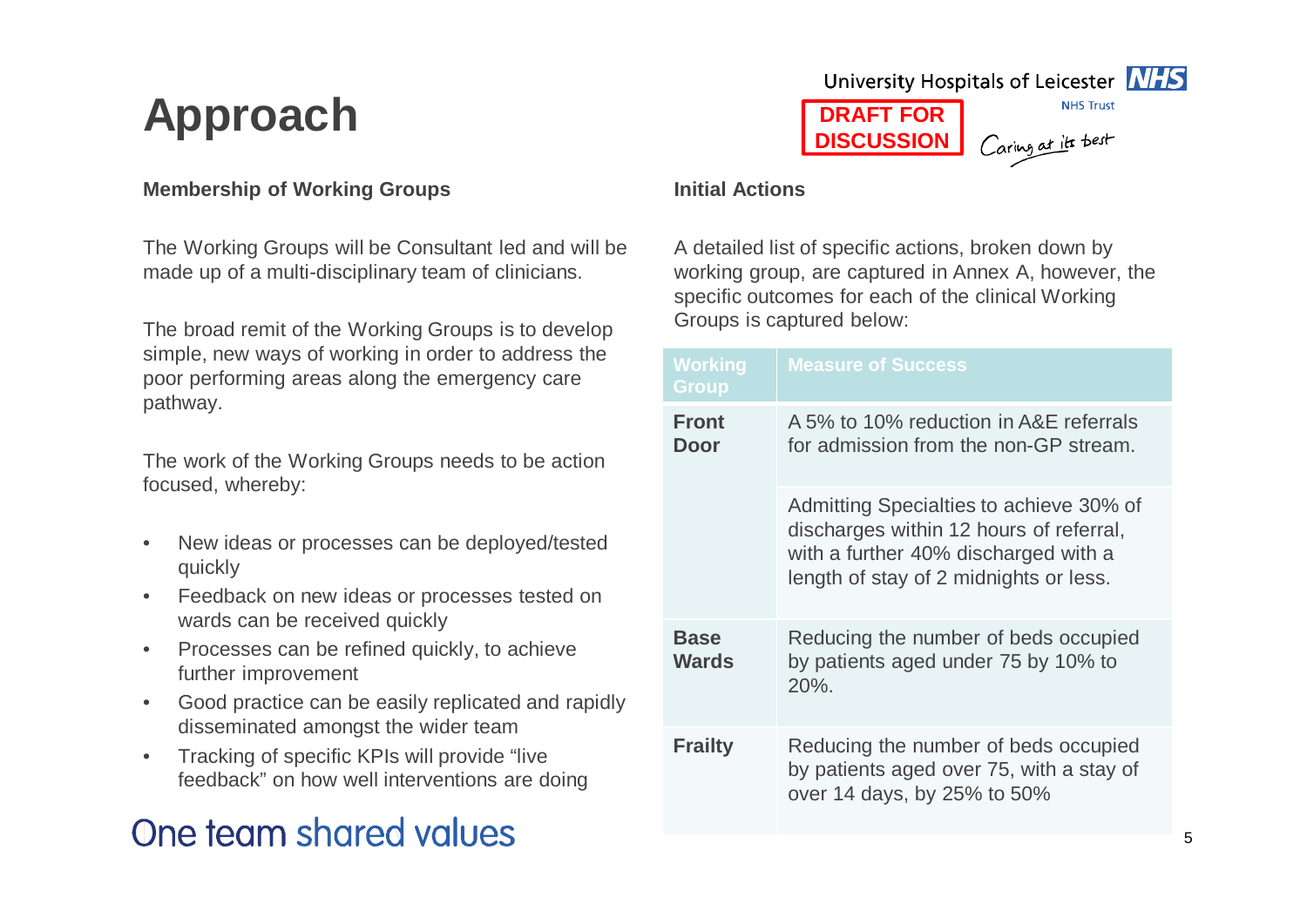# Approach

DRAFT FOR DISCUSSION

### Membership of Working Groups

The Working Groups will be Consultant led and will be made up of a multi-disciplinary team of clinicians.

The broad remit of the Working Groups is to develop simple, new ways of working in order to address the poor performing areas along the emergency care pathway.

The work of the Working Groups needs to be action focused, whereby:

- New ideas or processes can be deployed/tested quickly
- Feedback on new ideas or processes tested on wards can be received quickly
- Processes can be refined quickly, to achieve further improvement
- Good practice can be easily replicated and rapidly disseminated amongst the wider team
- Tracking of specific KPIs will provide "live feedback" on how well interventions are doing

### Initial Actions

A detailed list of specific actions, broken down by working group, are captured in Annex A, however, the specific outcomes for each of the clinical Working Groups is captured below:

| Working Group | Measure of Success |
|---|---|
| **Front Door** | A 5% to 10% reduction in A&E referrals for admission from the non-GP stream. |
| | Admitting Specialties to achieve 30% of discharges within 12 hours of referral, with a further 40% discharged with a length of stay of 2 midnights or less. |
| **Base Wards** | Reducing the number of beds occupied by patients aged under 75 by 10% to 20%. |
| **Frailty** | Reducing the number of beds occupied by patients aged over 75, with a stay of over 14 days, by 25% to 50% |

One team shared values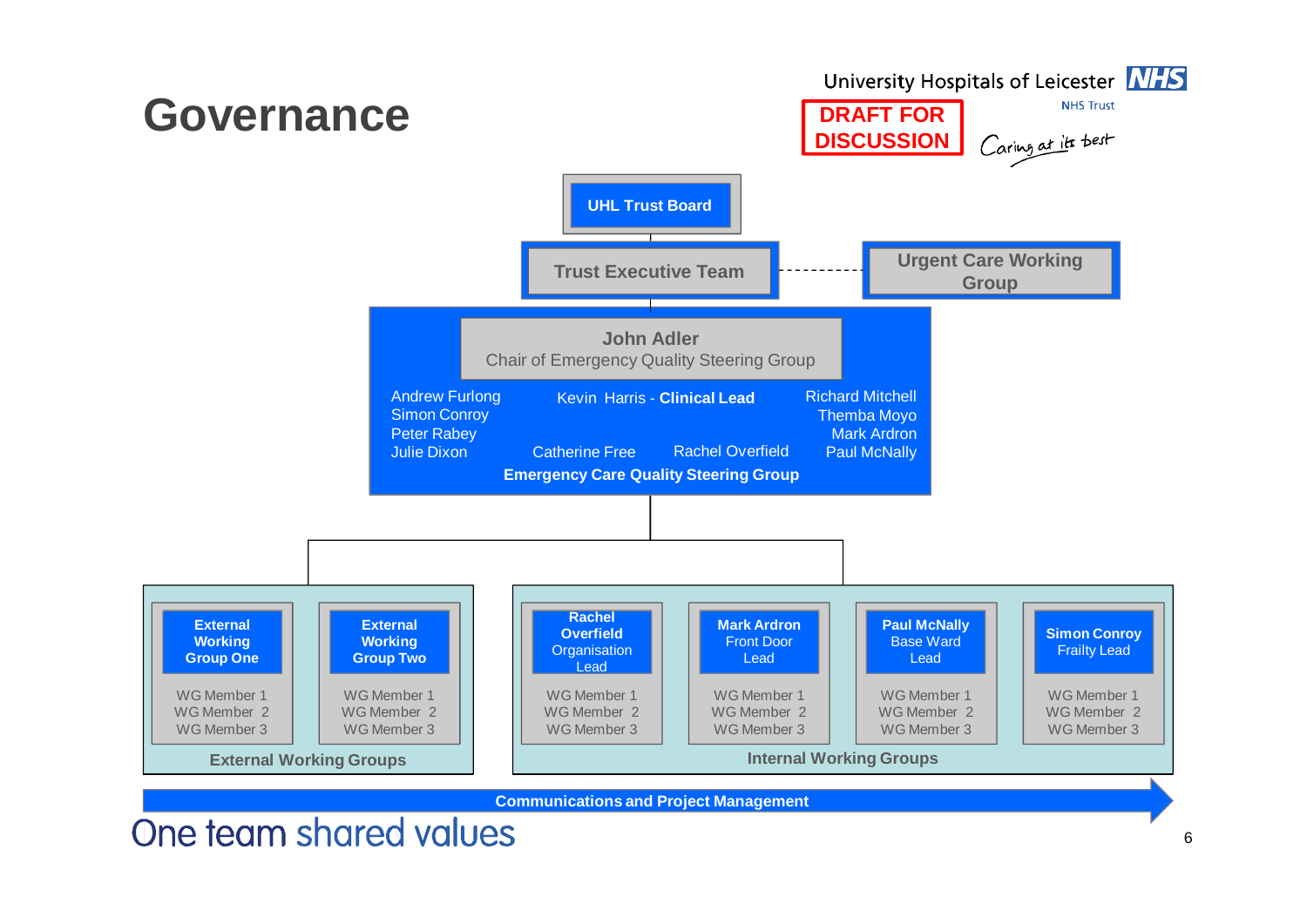# Governance

University Hospitals of Leicester NHS Trust

**DRAFT FOR DISCUSSION**

Caring at its best

**UHL Trust Board**

**Trust Executive Team** - - - - **Urgent Care Working Group**

**John Adler**
Chair of Emergency Quality Steering Group

Andrew Furlong
Simon Conroy
Peter Rabey
Julie Dixon

Kevin Harris - **Clinical Lead**

Catherine Free
Rachel Overfield

Richard Mitchell
Themba Moyo
Mark Ardron
Paul McNally

**Emergency Care Quality Steering Group**

**External Working Groups**

| **External Working Group One** | **External Working Group Two** |
|---|---|
| WG Member 1 | WG Member 1 |
| WG Member 2 | WG Member 2 |
| WG Member 3 | WG Member 3 |

**Internal Working Groups**

| **Rachel Overfield** Organisation Lead | **Mark Ardron** Front Door Lead | **Paul McNally** Base Ward Lead | **Simon Conroy** Frailty Lead |
|---|---|---|---|
| WG Member 1 | WG Member 1 | WG Member 1 | WG Member 1 |
| WG Member 2 | WG Member 2 | WG Member 2 | WG Member 2 |
| WG Member 3 | WG Member 3 | WG Member 3 | WG Member 3 |

**Communications and Project Management**

One team shared values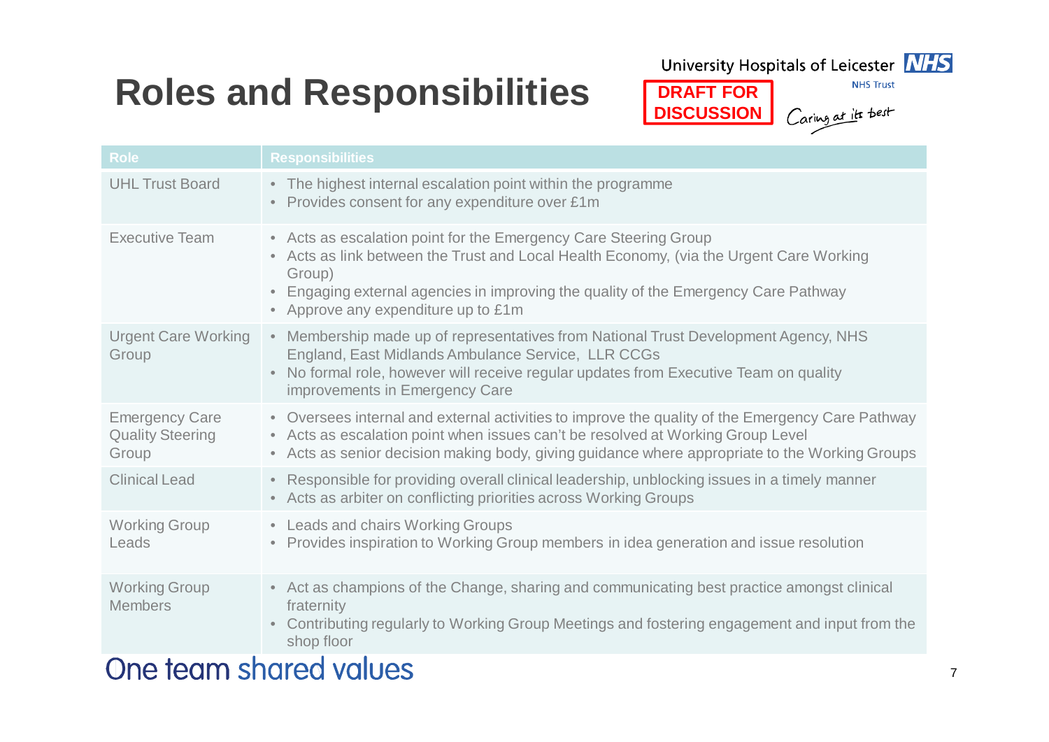# Roles and Responsibilities

**DRAFT FOR DISCUSSION**

University Hospitals of Leicester NHS Trust

Caring at its best

| Role | Responsibilities |
|---|---|
| UHL Trust Board | • The highest internal escalation point within the programme<br>• Provides consent for any expenditure over £1m |
| Executive Team | • Acts as escalation point for the Emergency Care Steering Group<br>• Acts as link between the Trust and Local Health Economy, (via the Urgent Care Working Group)<br>• Engaging external agencies in improving the quality of the Emergency Care Pathway<br>• Approve any expenditure up to £1m |
| Urgent Care Working Group | • Membership made up of representatives from National Trust Development Agency, NHS England, East Midlands Ambulance Service, LLR CCGs<br>• No formal role, however will receive regular updates from Executive Team on quality improvements in Emergency Care |
| Emergency Care Quality Steering Group | • Oversees internal and external activities to improve the quality of the Emergency Care Pathway<br>• Acts as escalation point when issues can't be resolved at Working Group Level<br>• Acts as senior decision making body, giving guidance where appropriate to the Working Groups |
| Clinical Lead | • Responsible for providing overall clinical leadership, unblocking issues in a timely manner<br>• Acts as arbiter on conflicting priorities across Working Groups |
| Working Group Leads | • Leads and chairs Working Groups<br>• Provides inspiration to Working Group members in idea generation and issue resolution |
| Working Group Members | • Act as champions of the Change, sharing and communicating best practice amongst clinical fraternity<br>• Contributing regularly to Working Group Meetings and fostering engagement and input from the shop floor |

One team shared values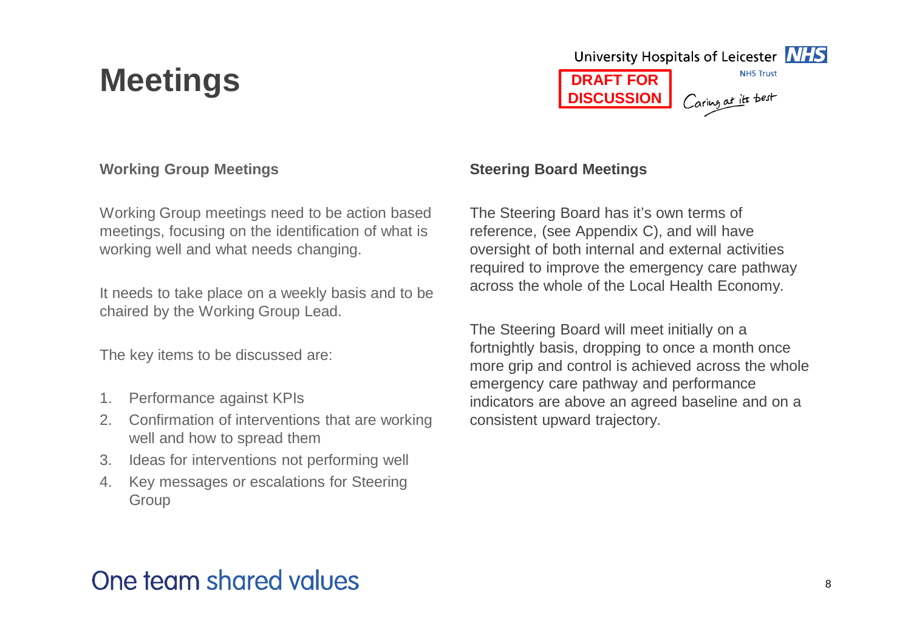# Meetings

**DRAFT FOR DISCUSSION**

### Working Group Meetings

Working Group meetings need to be action based meetings, focusing on the identification of what is working well and what needs changing.

It needs to take place on a weekly basis and to be chaired by the Working Group Lead.

The key items to be discussed are:

1. Performance against KPIs
2. Confirmation of interventions that are working well and how to spread them
3. Ideas for interventions not performing well
4. Key messages or escalations for Steering Group

### Steering Board Meetings

The Steering Board has it's own terms of reference, (see Appendix C), and will have oversight of both internal and external activities required to improve the emergency care pathway across the whole of the Local Health Economy.

The Steering Board will meet initially on a fortnightly basis, dropping to once a month once more grip and control is achieved across the whole emergency care pathway and performance indicators are above an agreed baseline and on a consistent upward trajectory.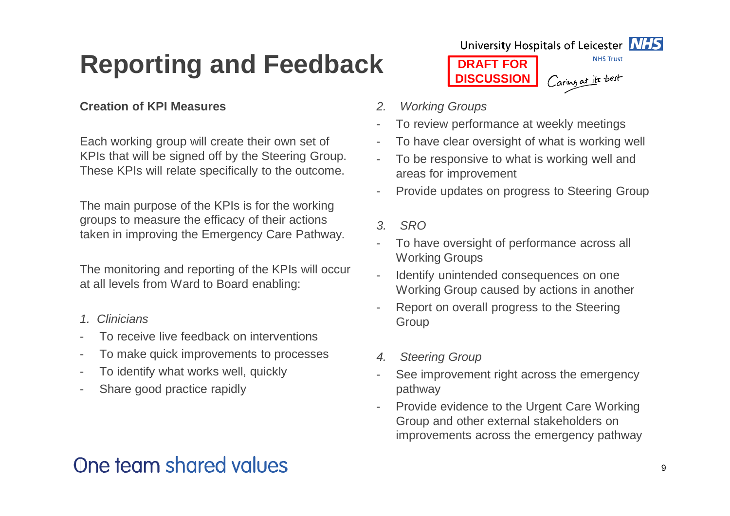# Reporting and Feedback

**DRAFT FOR DISCUSSION**

**Creation of KPI Measures**

Each working group will create their own set of KPIs that will be signed off by the Steering Group. These KPIs will relate specifically to the outcome.

The main purpose of the KPIs is for the working groups to measure the efficacy of their actions taken in improving the Emergency Care Pathway.

The monitoring and reporting of the KPIs will occur at all levels from Ward to Board enabling:

*1. Clinicians*

- To receive live feedback on interventions
- To make quick improvements to processes
- To identify what works well, quickly
- Share good practice rapidly

*2. Working Groups*

- To review performance at weekly meetings
- To have clear oversight of what is working well
- To be responsive to what is working well and areas for improvement
- Provide updates on progress to Steering Group

*3. SRO*

- To have oversight of performance across all Working Groups
- Identify unintended consequences on one Working Group caused by actions in another
- Report on overall progress to the Steering Group

*4. Steering Group*

- See improvement right across the emergency pathway
- Provide evidence to the Urgent Care Working Group and other external stakeholders on improvements across the emergency pathway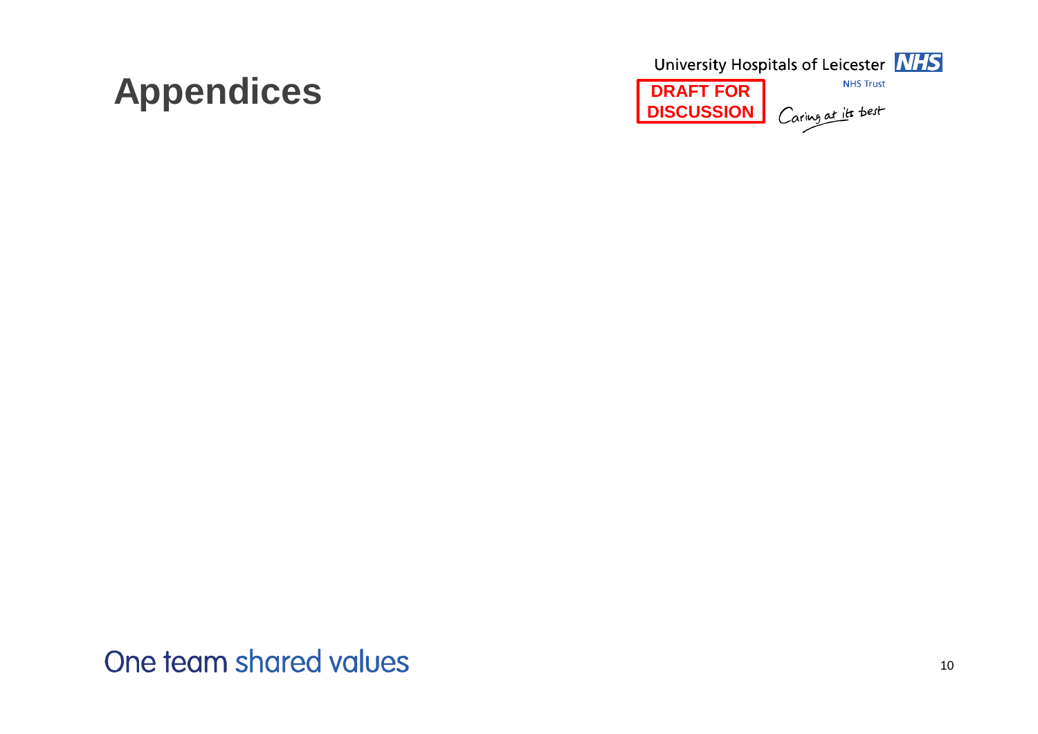# Appendices

DRAFT FOR DISCUSSION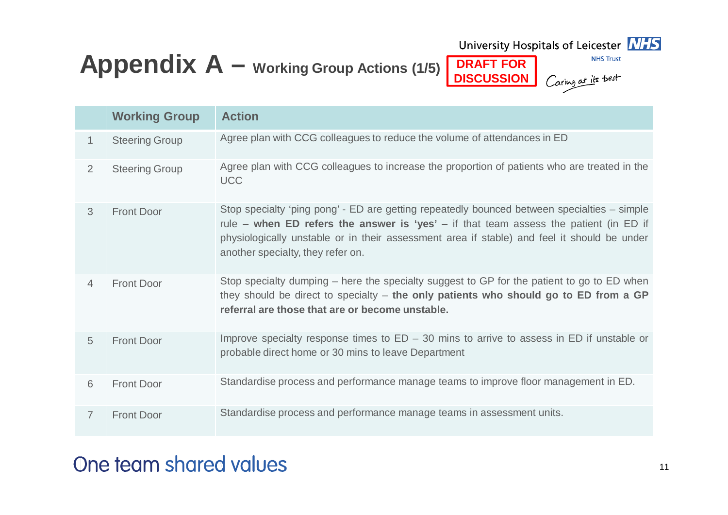# Appendix A – Working Group Actions (1/5)

**DRAFT FOR DISCUSSION**

| | Working Group | Action |
|---|---|---|
| 1 | Steering Group | Agree plan with CCG colleagues to reduce the volume of attendances in ED |
| 2 | Steering Group | Agree plan with CCG colleagues to increase the proportion of patients who are treated in the UCC |
| 3 | Front Door | Stop specialty 'ping pong' - ED are getting repeatedly bounced between specialties – simple rule – **when ED refers the answer is 'yes'** – if that team assess the patient (in ED if physiologically unstable or in their assessment area if stable) and feel it should be under another specialty, they refer on. |
| 4 | Front Door | Stop specialty dumping – here the specialty suggest to GP for the patient to go to ED when they should be direct to specialty – **the only patients who should go to ED from a GP referral are those that are or become unstable.** |
| 5 | Front Door | Improve specialty response times to ED – 30 mins to arrive to assess in ED if unstable or probable direct home or 30 mins to leave Department |
| 6 | Front Door | Standardise process and performance manage teams to improve floor management in ED. |
| 7 | Front Door | Standardise process and performance manage teams in assessment units. |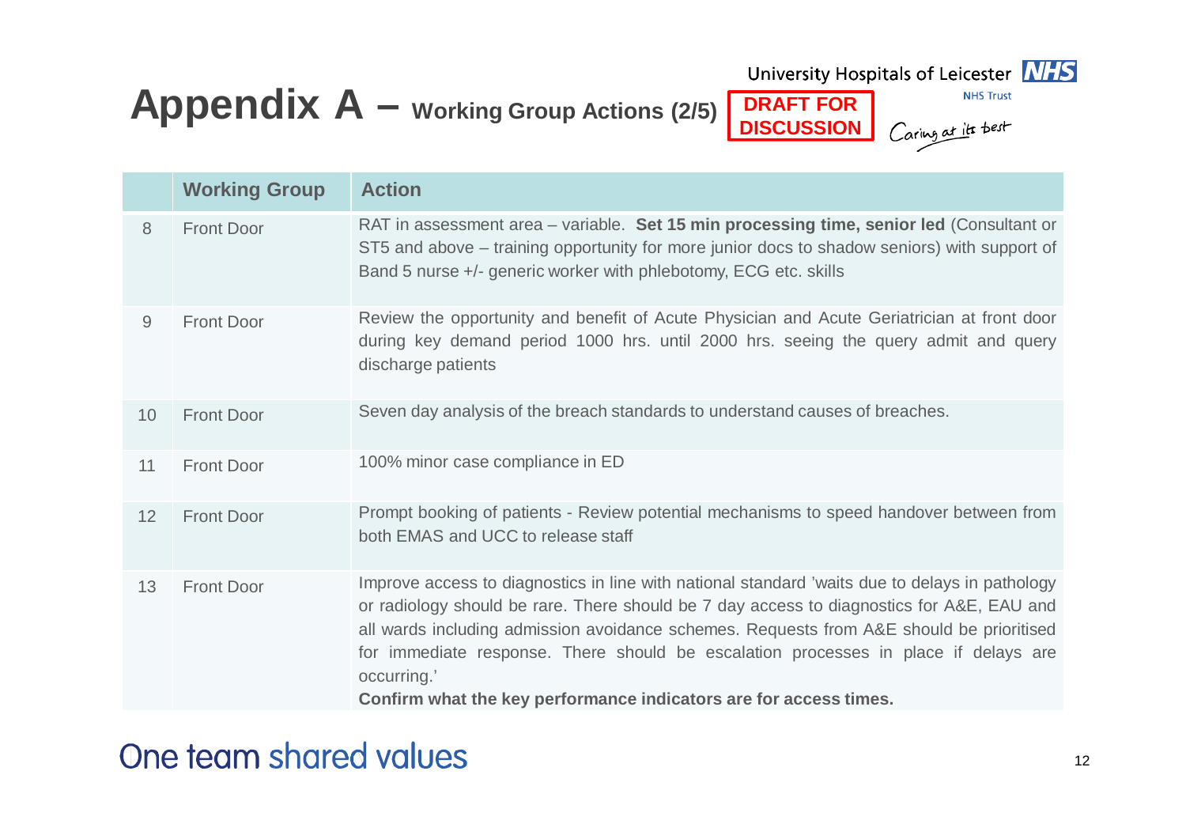# Appendix A – Working Group Actions (2/5)

**DRAFT FOR DISCUSSION**

University Hospitals of Leicester NHS Trust

Caring at its best

| | Working Group | Action |
|---|---|---|
| 8 | Front Door | RAT in assessment area – variable. **Set 15 min processing time, senior led** (Consultant or ST5 and above – training opportunity for more junior docs to shadow seniors) with support of Band 5 nurse +/- generic worker with phlebotomy, ECG etc. skills |
| 9 | Front Door | Review the opportunity and benefit of Acute Physician and Acute Geriatrician at front door during key demand period 1000 hrs. until 2000 hrs. seeing the query admit and query discharge patients |
| 10 | Front Door | Seven day analysis of the breach standards to understand causes of breaches. |
| 11 | Front Door | 100% minor case compliance in ED |
| 12 | Front Door | Prompt booking of patients - Review potential mechanisms to speed handover between from both EMAS and UCC to release staff |
| 13 | Front Door | Improve access to diagnostics in line with national standard 'waits due to delays in pathology or radiology should be rare. There should be 7 day access to diagnostics for A&E, EAU and all wards including admission avoidance schemes. Requests from A&E should be prioritised for immediate response. There should be escalation processes in place if delays are occurring.' **Confirm what the key performance indicators are for access times.** |

One team shared values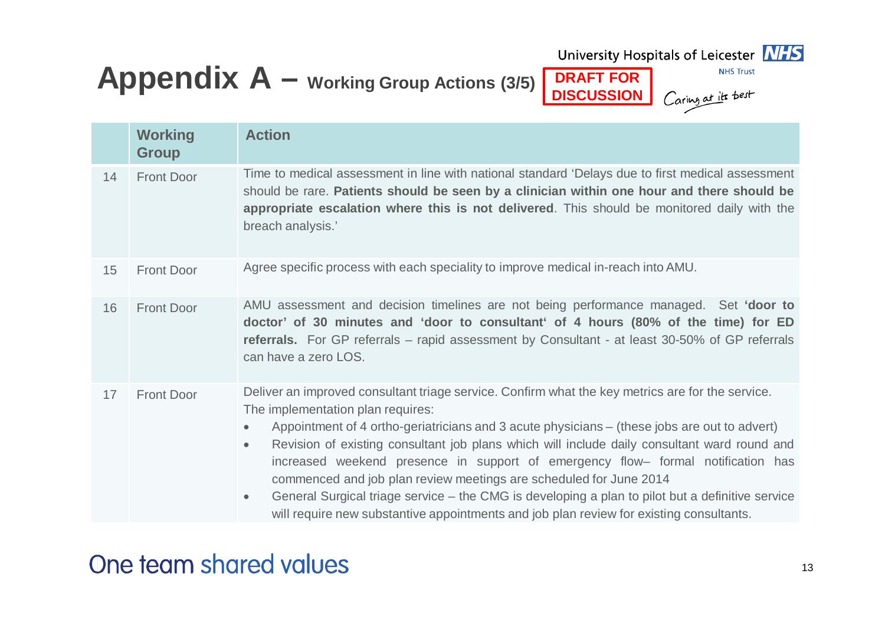# Appendix A – Working Group Actions (3/5)

**DRAFT FOR DISCUSSION**

| | Working Group | Action |
|---|---|---|
| 14 | Front Door | Time to medical assessment in line with national standard 'Delays due to first medical assessment should be rare. **Patients should be seen by a clinician within one hour and there should be appropriate escalation where this is not delivered**. This should be monitored daily with the breach analysis.' |
| 15 | Front Door | Agree specific process with each speciality to improve medical in-reach into AMU. |
| 16 | Front Door | AMU assessment and decision timelines are not being performance managed. Set **'door to doctor' of 30 minutes and 'door to consultant' of 4 hours (80% of the time) for ED referrals.** For GP referrals – rapid assessment by Consultant - at least 30-50% of GP referrals can have a zero LOS. |
| 17 | Front Door | Deliver an improved consultant triage service. Confirm what the key metrics are for the service. The implementation plan requires: <br>• Appointment of 4 ortho-geriatricians and 3 acute physicians – (these jobs are out to advert) <br>• Revision of existing consultant job plans which will include daily consultant ward round and increased weekend presence in support of emergency flow– formal notification has commenced and job plan review meetings are scheduled for June 2014 <br>• General Surgical triage service – the CMG is developing a plan to pilot but a definitive service will require new substantive appointments and job plan review for existing consultants. |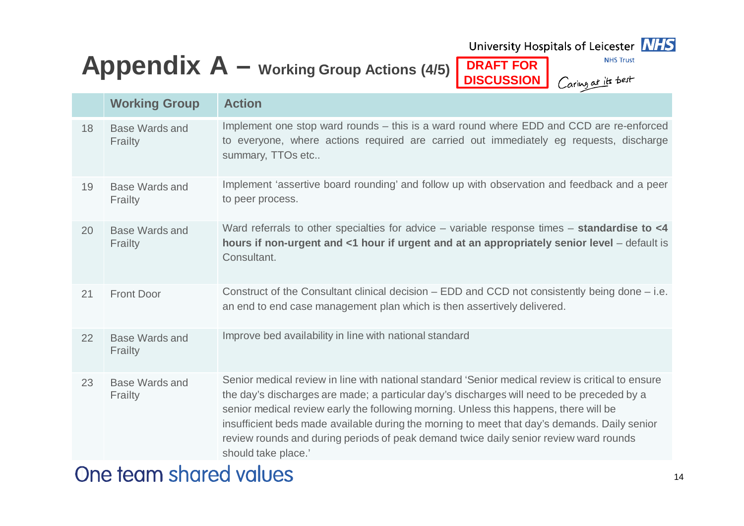# Appendix A – Working Group Actions (4/5)

**DRAFT FOR DISCUSSION**

| | Working Group | Action |
|---|---|---|
| 18 | Base Wards and Frailty | Implement one stop ward rounds – this is a ward round where EDD and CCD are re-enforced to everyone, where actions required are carried out immediately eg requests, discharge summary, TTOs etc.. |
| 19 | Base Wards and Frailty | Implement 'assertive board rounding' and follow up with observation and feedback and a peer to peer process. |
| 20 | Base Wards and Frailty | Ward referrals to other specialties for advice – variable response times – **standardise to <4 hours if non-urgent and <1 hour if urgent and at an appropriately senior level** – default is Consultant. |
| 21 | Front Door | Construct of the Consultant clinical decision – EDD and CCD not consistently being done – i.e. an end to end case management plan which is then assertively delivered. |
| 22 | Base Wards and Frailty | Improve bed availability in line with national standard |
| 23 | Base Wards and Frailty | Senior medical review in line with national standard 'Senior medical review is critical to ensure the day's discharges are made; a particular day's discharges will need to be preceded by a senior medical review early the following morning. Unless this happens, there will be insufficient beds made available during the morning to meet that day's demands. Daily senior review rounds and during periods of peak demand twice daily senior review ward rounds should take place.' |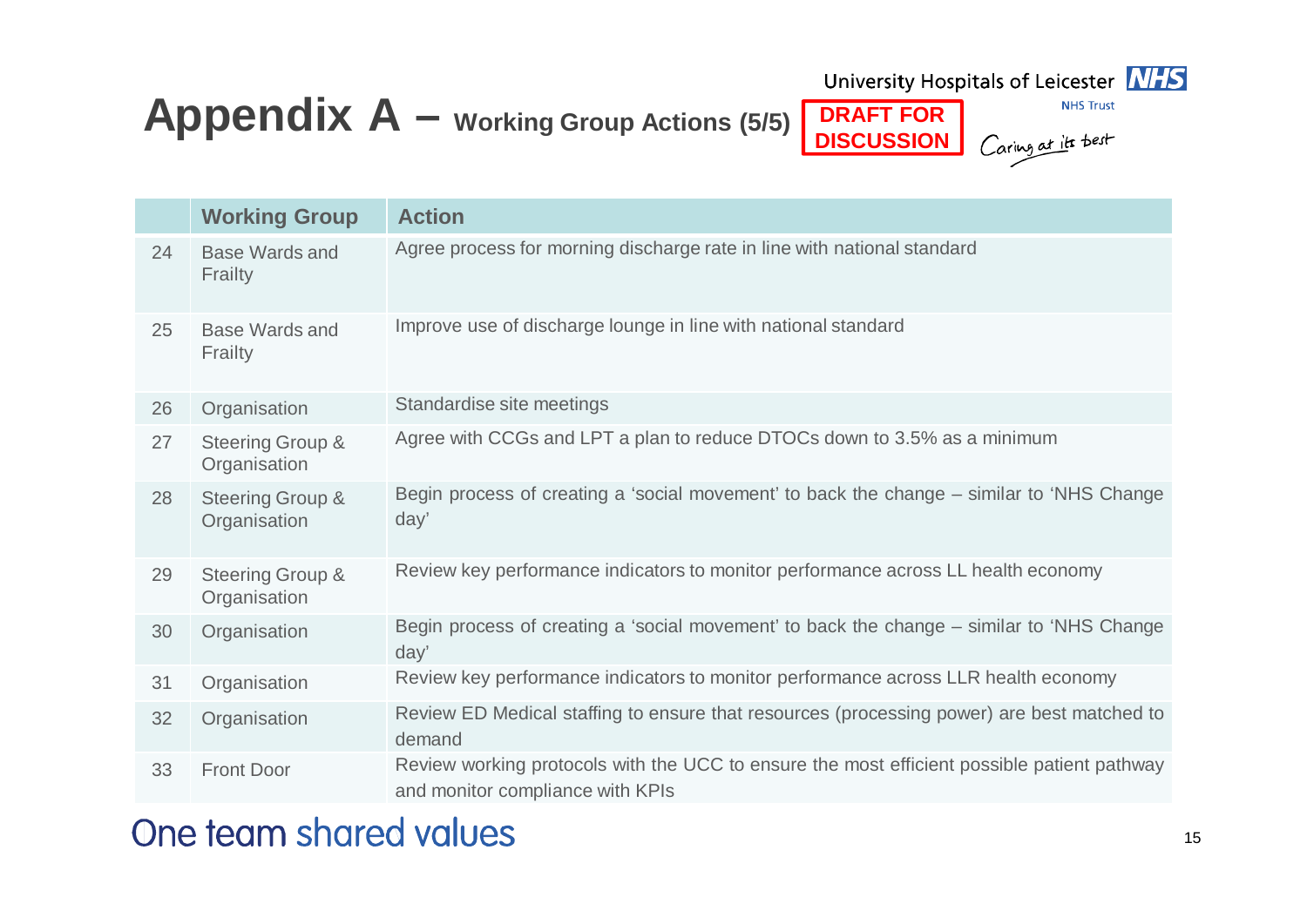# Appendix A – Working Group Actions (5/5)

**DRAFT FOR DISCUSSION**

University Hospitals of Leicester NHS Trust

Caring at its best

| | Working Group | Action |
|---|---|---|
| 24 | Base Wards and Frailty | Agree process for morning discharge rate in line with national standard |
| 25 | Base Wards and Frailty | Improve use of discharge lounge in line with national standard |
| 26 | Organisation | Standardise site meetings |
| 27 | Steering Group & Organisation | Agree with CCGs and LPT a plan to reduce DTOCs down to 3.5% as a minimum |
| 28 | Steering Group & Organisation | Begin process of creating a 'social movement' to back the change – similar to 'NHS Change day' |
| 29 | Steering Group & Organisation | Review key performance indicators to monitor performance across LL health economy |
| 30 | Organisation | Begin process of creating a 'social movement' to back the change – similar to 'NHS Change day' |
| 31 | Organisation | Review key performance indicators to monitor performance across LLR health economy |
| 32 | Organisation | Review ED Medical staffing to ensure that resources (processing power) are best matched to demand |
| 33 | Front Door | Review working protocols with the UCC to ensure the most efficient possible patient pathway and monitor compliance with KPIs |

One team shared values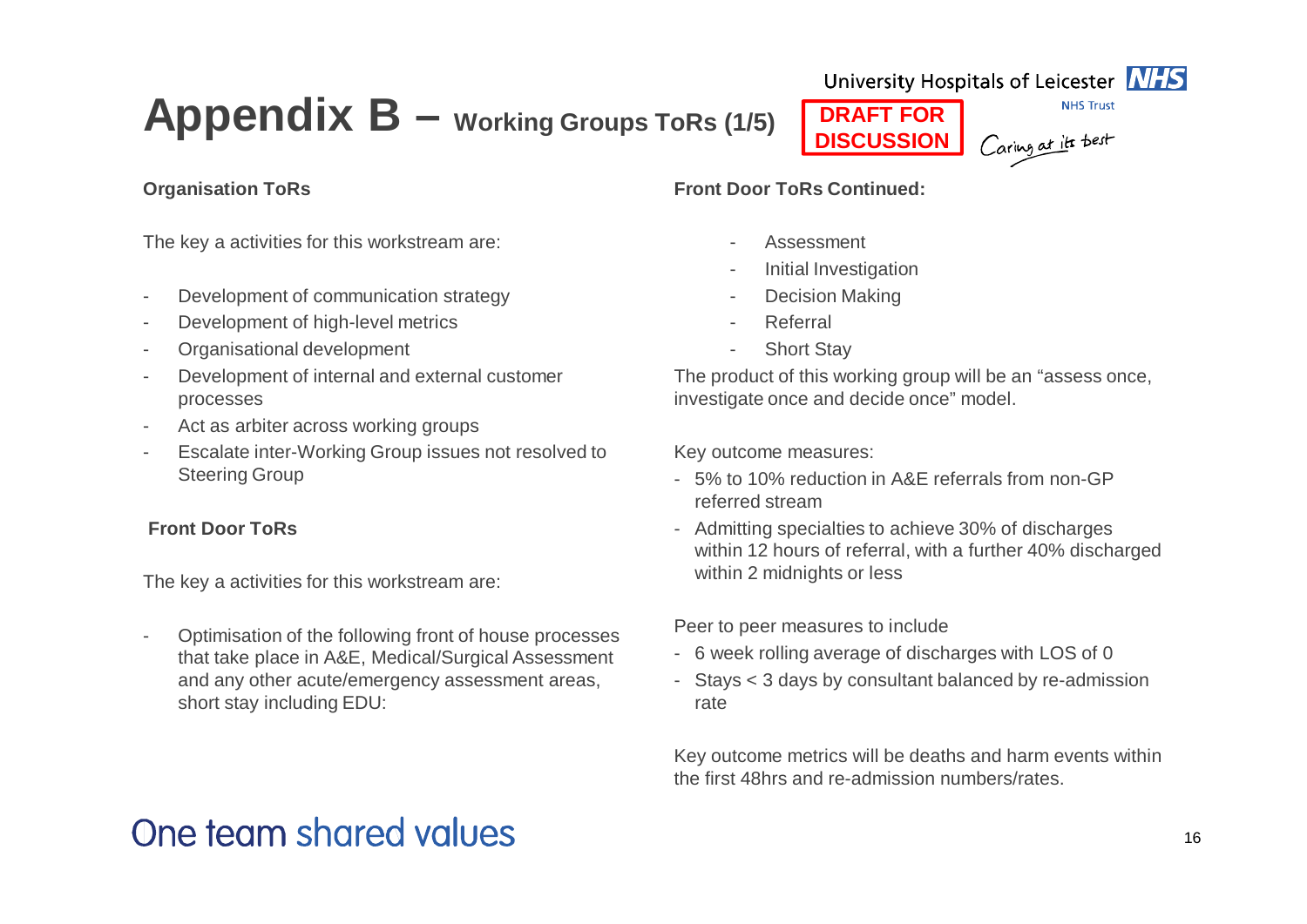# Appendix B – Working Groups ToRs (1/5)

**DRAFT FOR DISCUSSION**

**Organisation ToRs**

The key a activities for this workstream are:

- Development of communication strategy
- Development of high-level metrics
- Organisational development
- Development of internal and external customer processes
- Act as arbiter across working groups
- Escalate inter-Working Group issues not resolved to Steering Group

**Front Door ToRs**

The key a activities for this workstream are:

- Optimisation of the following front of house processes that take place in A&E, Medical/Surgical Assessment and any other acute/emergency assessment areas, short stay including EDU:

**Front Door ToRs Continued:**

- Assessment
- Initial Investigation
- Decision Making
- Referral
- Short Stay

The product of this working group will be an "assess once, investigate once and decide once" model.

Key outcome measures:

- 5% to 10% reduction in A&E referrals from non-GP referred stream
- Admitting specialties to achieve 30% of discharges within 12 hours of referral, with a further 40% discharged within 2 midnights or less

Peer to peer measures to include

- 6 week rolling average of discharges with LOS of 0
- Stays < 3 days by consultant balanced by re-admission rate

Key outcome metrics will be deaths and harm events within the first 48hrs and re-admission numbers/rates.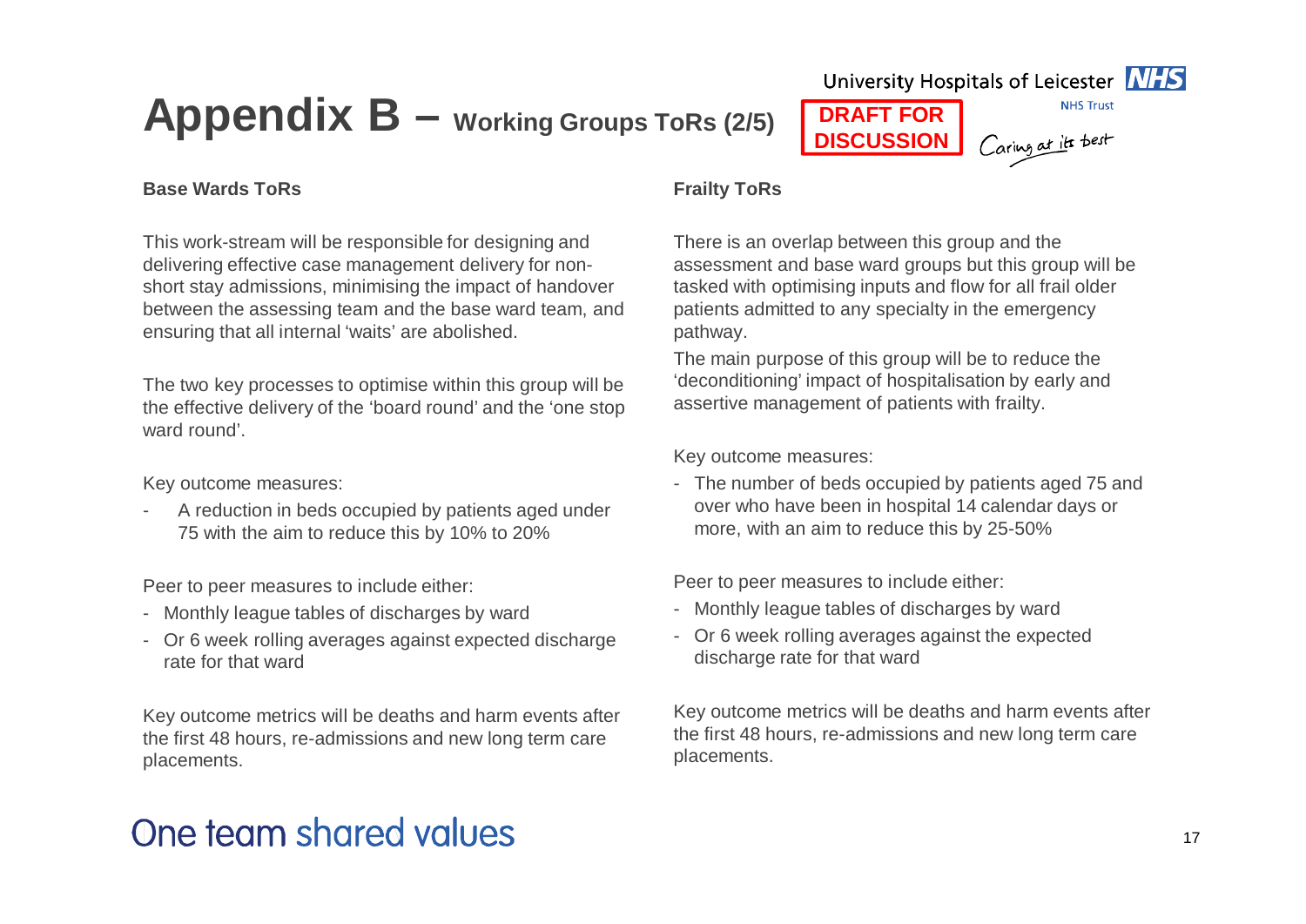# Appendix B – Working Groups ToRs (2/5)

**DRAFT FOR DISCUSSION**

### Base Wards ToRs

This work-stream will be responsible for designing and delivering effective case management delivery for non-short stay admissions, minimising the impact of handover between the assessing team and the base ward team, and ensuring that all internal 'waits' are abolished.

The two key processes to optimise within this group will be the effective delivery of the 'board round' and the 'one stop ward round'.

Key outcome measures:

- A reduction in beds occupied by patients aged under 75 with the aim to reduce this by 10% to 20%

Peer to peer measures to include either:

- Monthly league tables of discharges by ward
- Or 6 week rolling averages against expected discharge rate for that ward

Key outcome metrics will be deaths and harm events after the first 48 hours, re-admissions and new long term care placements.

### Frailty ToRs

There is an overlap between this group and the assessment and base ward groups but this group will be tasked with optimising inputs and flow for all frail older patients admitted to any specialty in the emergency pathway.

The main purpose of this group will be to reduce the 'deconditioning' impact of hospitalisation by early and assertive management of patients with frailty.

Key outcome measures:

- The number of beds occupied by patients aged 75 and over who have been in hospital 14 calendar days or more, with an aim to reduce this by 25-50%

Peer to peer measures to include either:

- Monthly league tables of discharges by ward
- Or 6 week rolling averages against the expected discharge rate for that ward

Key outcome metrics will be deaths and harm events after the first 48 hours, re-admissions and new long term care placements.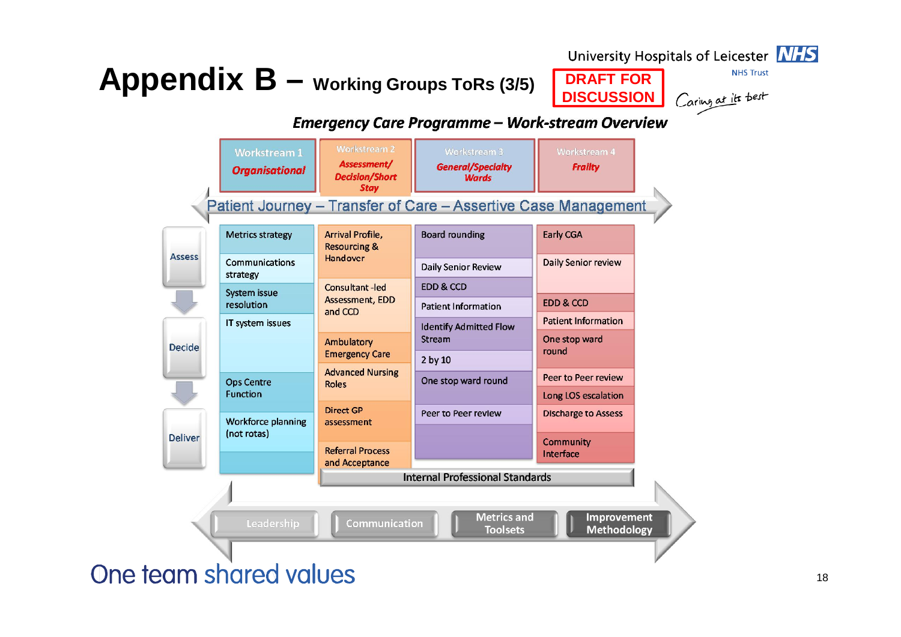# Appendix B – Working Groups ToRs (3/5)

University Hospitals of Leicester NHS Trust

**DRAFT FOR DISCUSSION**

*Caring at its best*

## *Emergency Care Programme – Work-stream Overview*

| Workstream 1 *Organisational* | Workstream 2 *Assessment/ Decision/Short Stay* | Workstream 3 *General/Specialty Wards* | Workstream 4 *Frailty* |
|---|---|---|---|
| Metrics strategy | Arrival Profile, Resourcing & Handover | Board rounding | Early CGA |
| Communications strategy | Consultant -led Assessment, EDD and CCD | Daily Senior Review | Daily Senior review |
| System issue resolution | Ambulatory Emergency Care | EDD & CCD | EDD & CCD |
| IT system issues | Advanced Nursing Roles | Patient Information | Patient Information |
| Ops Centre Function | Direct GP assessment | Identify Admitted Flow Stream | One stop ward round |
| Workforce planning (not rotas) | Referral Process and Acceptance | 2 by 10 | Peer to Peer review |
| | | One stop ward round | Long LOS escalation |
| | | Peer to Peer review | Discharge to Assess |
| | | | Community Interface |

Patient Journey – Transfer of Care – Assertive Case Management

Assess → Decide → Deliver

Internal Professional Standards

Leadership | Communication | Metrics and Toolsets | Improvement Methodology

One team shared values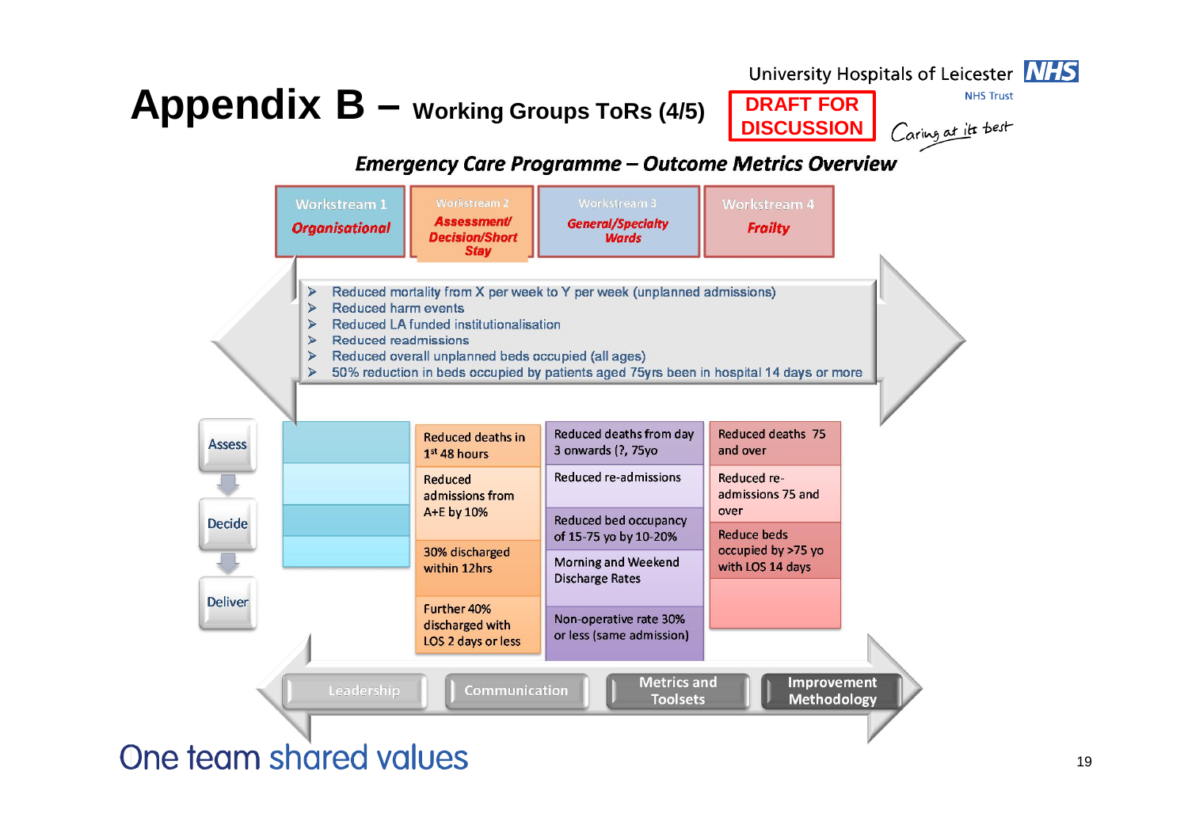# Appendix B – Working Groups ToRs (4/5)

**DRAFT FOR DISCUSSION**

## *Emergency Care Programme – Outcome Metrics Overview*

| Workstream 1 *Organisational* | Workstream 2 *Assessment/ Decision/Short Stay* | Workstream 3 *General/Specialty Wards* | Workstream 4 *Frailty* |
|---|---|---|---|

- Reduced mortality from X per week to Y per week (unplanned admissions)
- Reduced harm events
- Reduced LA funded institutionalisation
- Reduced readmissions
- Reduced overall unplanned beds occupied (all ages)
- 50% reduction in beds occupied by patients aged 75yrs been in hospital 14 days or more

Assess → Decide → Deliver

| Workstream 1 | Workstream 2 | Workstream 3 | Workstream 4 |
|---|---|---|---|
| | Reduced deaths in 1st 48 hours | Reduced deaths from day 3 onwards (?, 75yo | Reduced deaths 75 and over |
| | Reduced admissions from A+E by 10% | Reduced re-admissions | Reduced re-admissions 75 and over |
| | 30% discharged within 12hrs | Reduced bed occupancy of 15-75 yo by 10-20% | Reduce beds occupied by >75 yo with LOS 14 days |
| | Further 40% discharged with LOS 2 days or less | Morning and Weekend Discharge Rates | |
| | | Non-operative rate 30% or less (same admission) | |

Leadership | Communication | Metrics and Toolsets | Improvement Methodology

One team shared values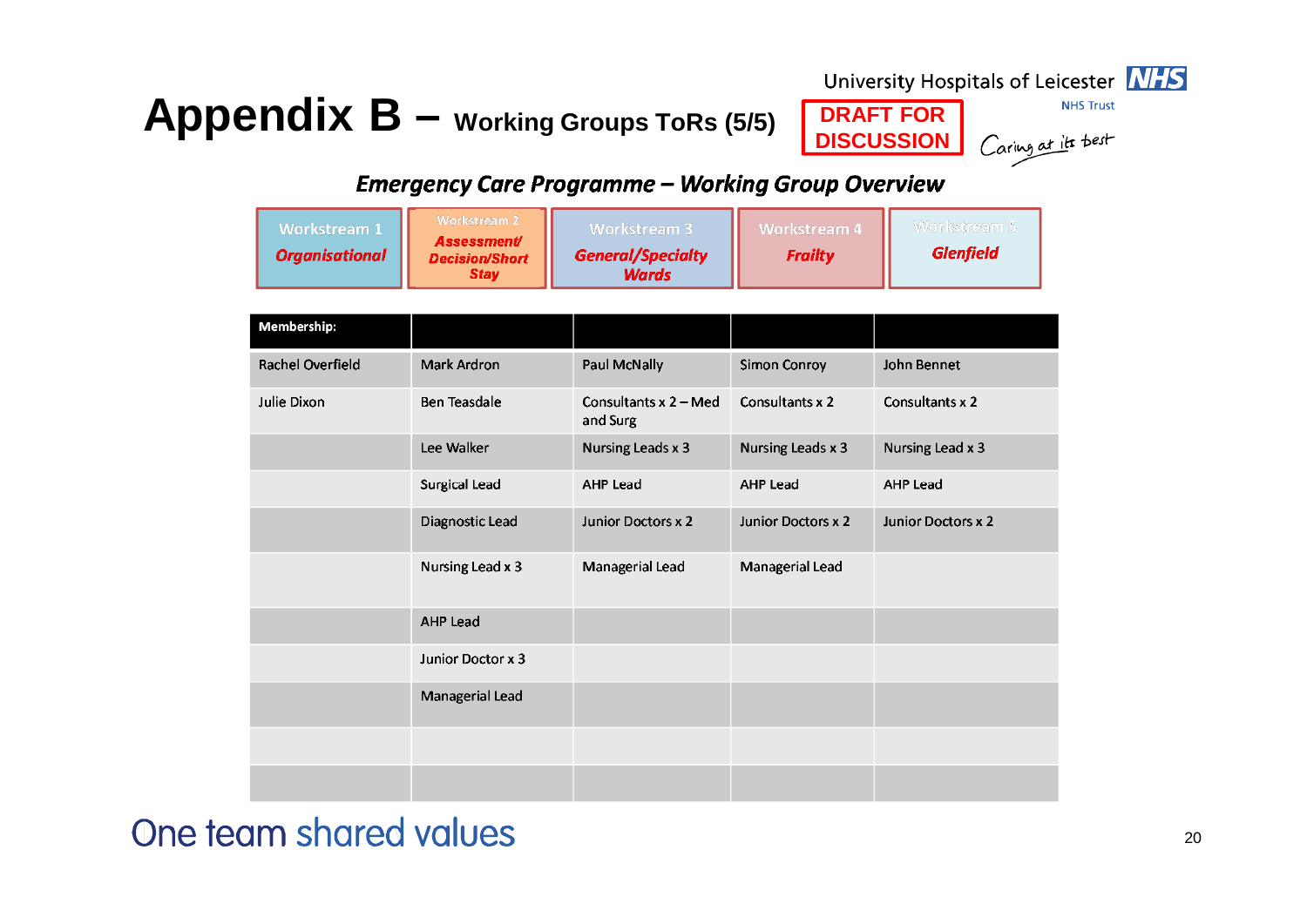# Appendix B – Working Groups ToRs (5/5)

**DRAFT FOR DISCUSSION**

University Hospitals of Leicester NHS Trust

*Caring at its best*

## *Emergency Care Programme – Working Group Overview*

| Workstream 1 *Organisational* | Workstream 2 *Assessment/ Decision/Short Stay* | Workstream 3 *General/Specialty Wards* | Workstream 4 *Frailty* | Workstream 5 *Glenfield* |
|---|---|---|---|---|
| **Membership:** | | | | |
| Rachel Overfield | Mark Ardron | Paul McNally | Simon Conroy | John Bennet |
| Julie Dixon | Ben Teasdale | Consultants x 2 – Med and Surg | Consultants x 2 | Consultants x 2 |
| | Lee Walker | Nursing Leads x 3 | Nursing Leads x 3 | Nursing Lead x 3 |
| | Surgical Lead | AHP Lead | AHP Lead | AHP Lead |
| | Diagnostic Lead | Junior Doctors x 2 | Junior Doctors x 2 | Junior Doctors x 2 |
| | Nursing Lead x 3 | Managerial Lead | Managerial Lead | |
| | AHP Lead | | | |
| | Junior Doctor x 3 | | | |
| | Managerial Lead | | | |
| | | | | |
| | | | | |

One team shared values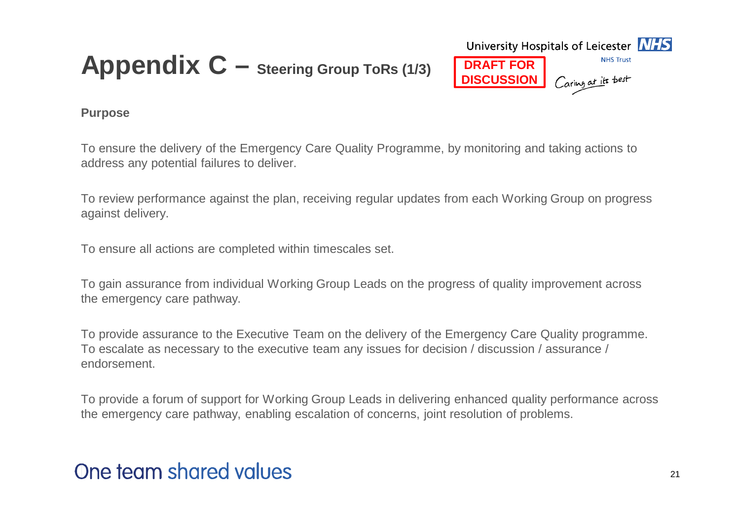# Appendix C – Steering Group ToRs (1/3)

**DRAFT FOR DISCUSSION**

**Purpose**

To ensure the delivery of the Emergency Care Quality Programme, by monitoring and taking actions to address any potential failures to deliver.

To review performance against the plan, receiving regular updates from each Working Group on progress against delivery.

To ensure all actions are completed within timescales set.

To gain assurance from individual Working Group Leads on the progress of quality improvement across the emergency care pathway.

To provide assurance to the Executive Team on the delivery of the Emergency Care Quality programme. To escalate as necessary to the executive team any issues for decision / discussion / assurance / endorsement.

To provide a forum of support for Working Group Leads in delivering enhanced quality performance across the emergency care pathway, enabling escalation of concerns, joint resolution of problems.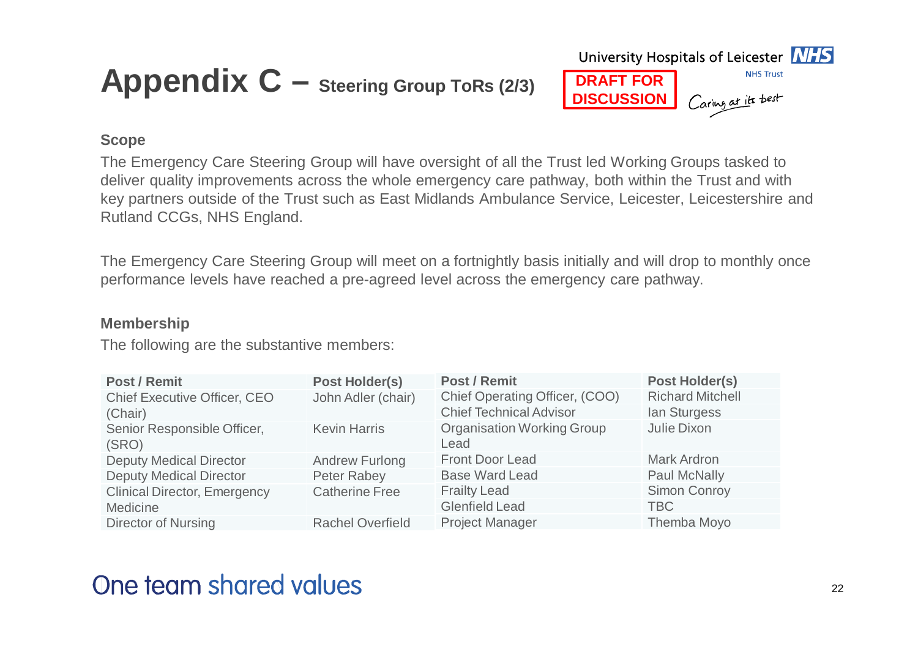# Appendix C – Steering Group ToRs (2/3)

University Hospitals of Leicester NHS Trust

**DRAFT FOR DISCUSSION**

Caring at its best

**Scope**

The Emergency Care Steering Group will have oversight of all the Trust led Working Groups tasked to deliver quality improvements across the whole emergency care pathway, both within the Trust and with key partners outside of the Trust such as East Midlands Ambulance Service, Leicester, Leicestershire and Rutland CCGs, NHS England.

The Emergency Care Steering Group will meet on a fortnightly basis initially and will drop to monthly once performance levels have reached a pre-agreed level across the emergency care pathway.

**Membership**

The following are the substantive members:

| Post / Remit | Post Holder(s) | Post / Remit | Post Holder(s) |
|---|---|---|---|
| Chief Executive Officer, CEO (Chair) | John Adler (chair) | Chief Operating Officer, (COO) | Richard Mitchell |
| | | Chief Technical Advisor | Ian Sturgess |
| Senior Responsible Officer, (SRO) | Kevin Harris | Organisation Working Group Lead | Julie Dixon |
| Deputy Medical Director | Andrew Furlong | Front Door Lead | Mark Ardron |
| Deputy Medical Director | Peter Rabey | Base Ward Lead | Paul McNally |
| Clinical Director, Emergency Medicine | Catherine Free | Frailty Lead | Simon Conroy |
| | | Glenfield Lead | TBC |
| Director of Nursing | Rachel Overfield | Project Manager | Themba Moyo |

One team shared values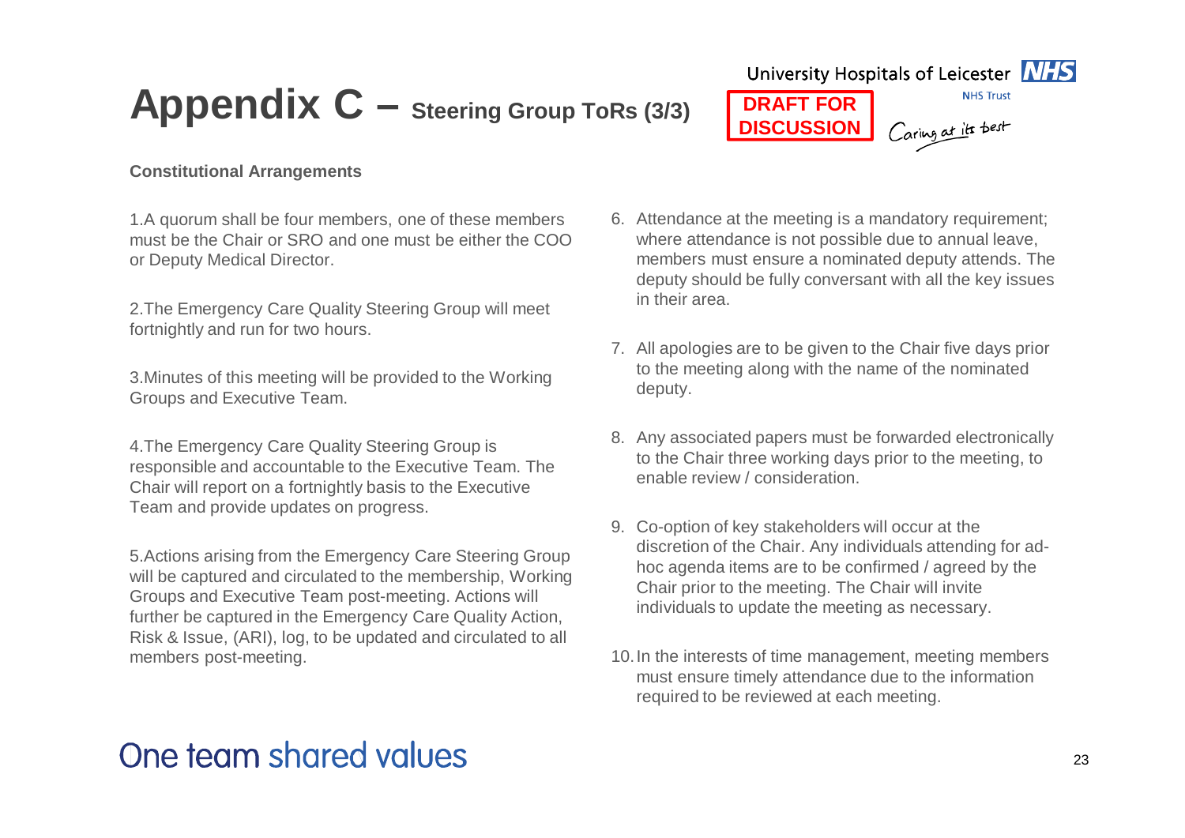# Appendix C – Steering Group ToRs (3/3)

**DRAFT FOR DISCUSSION**

**Constitutional Arrangements**

1. A quorum shall be four members, one of these members must be the Chair or SRO and one must be either the COO or Deputy Medical Director.

2. The Emergency Care Quality Steering Group will meet fortnightly and run for two hours.

3. Minutes of this meeting will be provided to the Working Groups and Executive Team.

4. The Emergency Care Quality Steering Group is responsible and accountable to the Executive Team. The Chair will report on a fortnightly basis to the Executive Team and provide updates on progress.

5. Actions arising from the Emergency Care Steering Group will be captured and circulated to the membership, Working Groups and Executive Team post-meeting. Actions will further be captured in the Emergency Care Quality Action, Risk & Issue, (ARI), log, to be updated and circulated to all members post-meeting.

6. Attendance at the meeting is a mandatory requirement; where attendance is not possible due to annual leave, members must ensure a nominated deputy attends. The deputy should be fully conversant with all the key issues in their area.

7. All apologies are to be given to the Chair five days prior to the meeting along with the name of the nominated deputy.

8. Any associated papers must be forwarded electronically to the Chair three working days prior to the meeting, to enable review / consideration.

9. Co-option of key stakeholders will occur at the discretion of the Chair. Any individuals attending for ad-hoc agenda items are to be confirmed / agreed by the Chair prior to the meeting. The Chair will invite individuals to update the meeting as necessary.

10. In the interests of time management, meeting members must ensure timely attendance due to the information required to be reviewed at each meeting.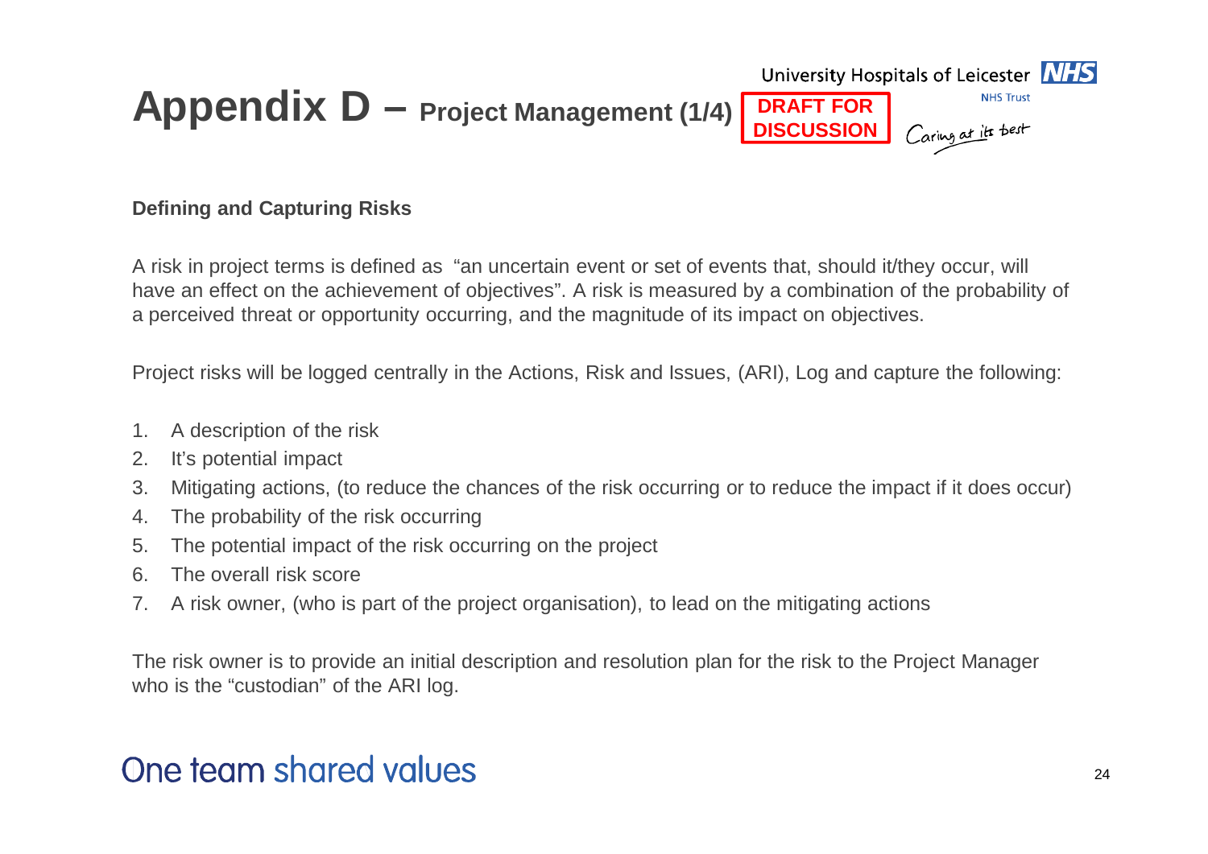# Appendix D – Project Management (1/4)

**DRAFT FOR DISCUSSION**

### Defining and Capturing Risks

A risk in project terms is defined as "an uncertain event or set of events that, should it/they occur, will have an effect on the achievement of objectives". A risk is measured by a combination of the probability of a perceived threat or opportunity occurring, and the magnitude of its impact on objectives.

Project risks will be logged centrally in the Actions, Risk and Issues, (ARI), Log and capture the following:

1. A description of the risk
2. It's potential impact
3. Mitigating actions, (to reduce the chances of the risk occurring or to reduce the impact if it does occur)
4. The probability of the risk occurring
5. The potential impact of the risk occurring on the project
6. The overall risk score
7. A risk owner, (who is part of the project organisation), to lead on the mitigating actions

The risk owner is to provide an initial description and resolution plan for the risk to the Project Manager who is the "custodian" of the ARI log.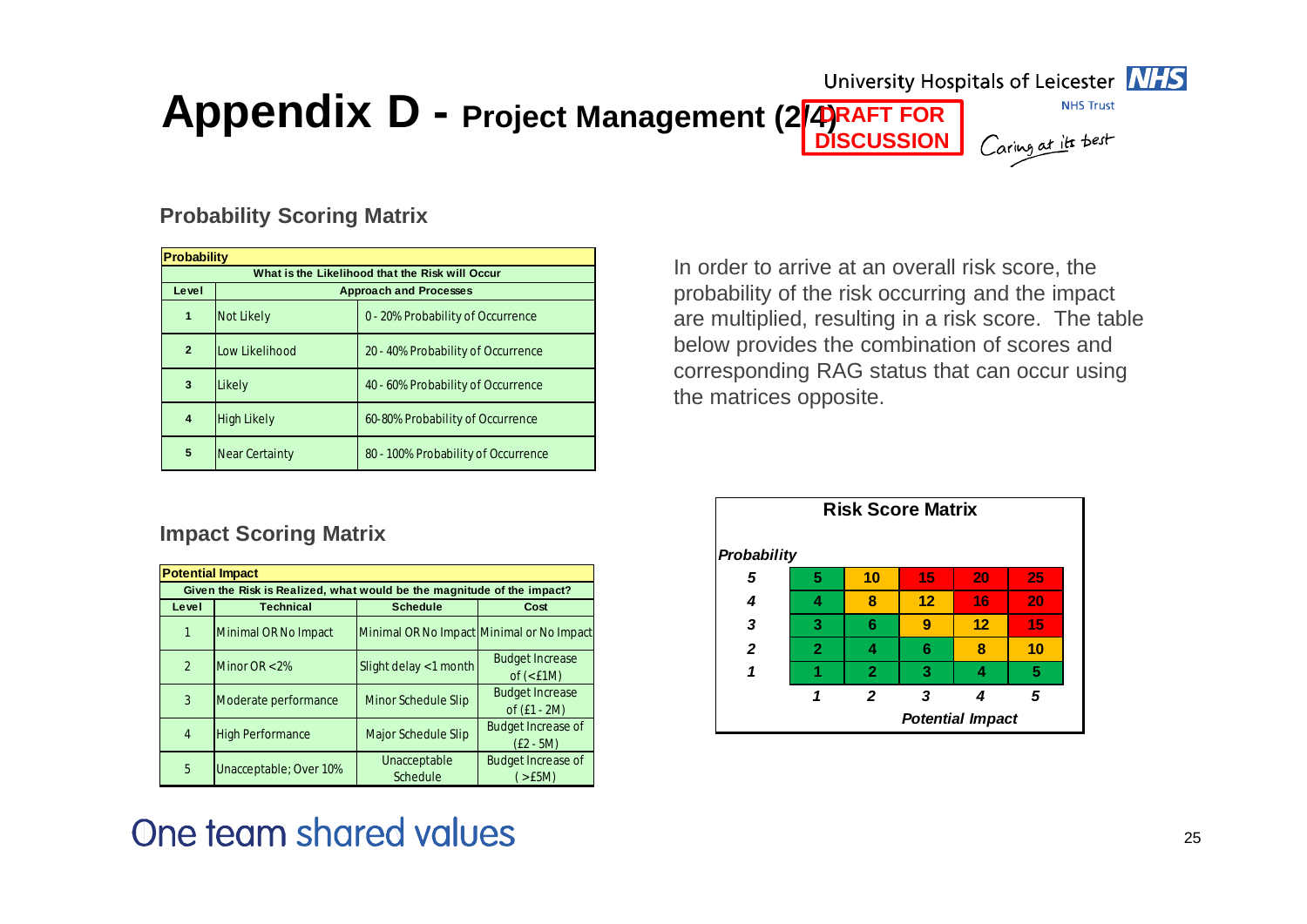# Appendix D - Project Management (2/4)

**DRAFT FOR DISCUSSION**

University Hospitals of Leicester NHS Trust

*Caring at its best*

## Probability Scoring Matrix

| Probability | | |
|---|---|---|
| What is the Likelihood that the Risk will Occur | | |
| Level | Approach and Processes | |
| 1 | Not Likely | 0 - 20% Probability of Occurrence |
| 2 | Low Likelihood | 20 - 40% Probability of Occurrence |
| 3 | Likely | 40 - 60% Probability of Occurrence |
| 4 | High Likely | 60-80% Probability of Occurrence |
| 5 | Near Certainty | 80 - 100% Probability of Occurrence |

In order to arrive at an overall risk score, the probability of the risk occurring and the impact are multiplied, resulting in a risk score. The table below provides the combination of scores and corresponding RAG status that can occur using the matrices opposite.

## Impact Scoring Matrix

| Potential Impact | | | |
|---|---|---|---|
| Given the Risk is Realized, what would be the magnitude of the impact? | | | |
| Level | Technical | Schedule | Cost |
| 1 | Minimal OR No Impact | Minimal OR No Impact | Minimal or No Impact |
| 2 | Minor OR <2% | Slight delay <1 month | Budget Increase of (<£1M) |
| 3 | Moderate performance | Minor Schedule Slip | Budget Increase of (£1 - 2M) |
| 4 | High Performance | Major Schedule Slip | Budget Increase of (£2 - 5M) |
| 5 | Unacceptable; Over 10% | Unacceptable Schedule | Budget Increase of ( >£5M) |

## Risk Score Matrix

| *Probability* | | | | | |
|---|---|---|---|---|---|
| *5* | 5 | 10 | 15 | 20 | 25 |
| *4* | 4 | 8 | 12 | 16 | 20 |
| *3* | 3 | 6 | 9 | 12 | 15 |
| *2* | 2 | 4 | 6 | 8 | 10 |
| *1* | 1 | 2 | 3 | 4 | 5 |
| | *1* | *2* | *3* | *4* | *5* |
| | *Potential Impact* | | | | |

One team shared values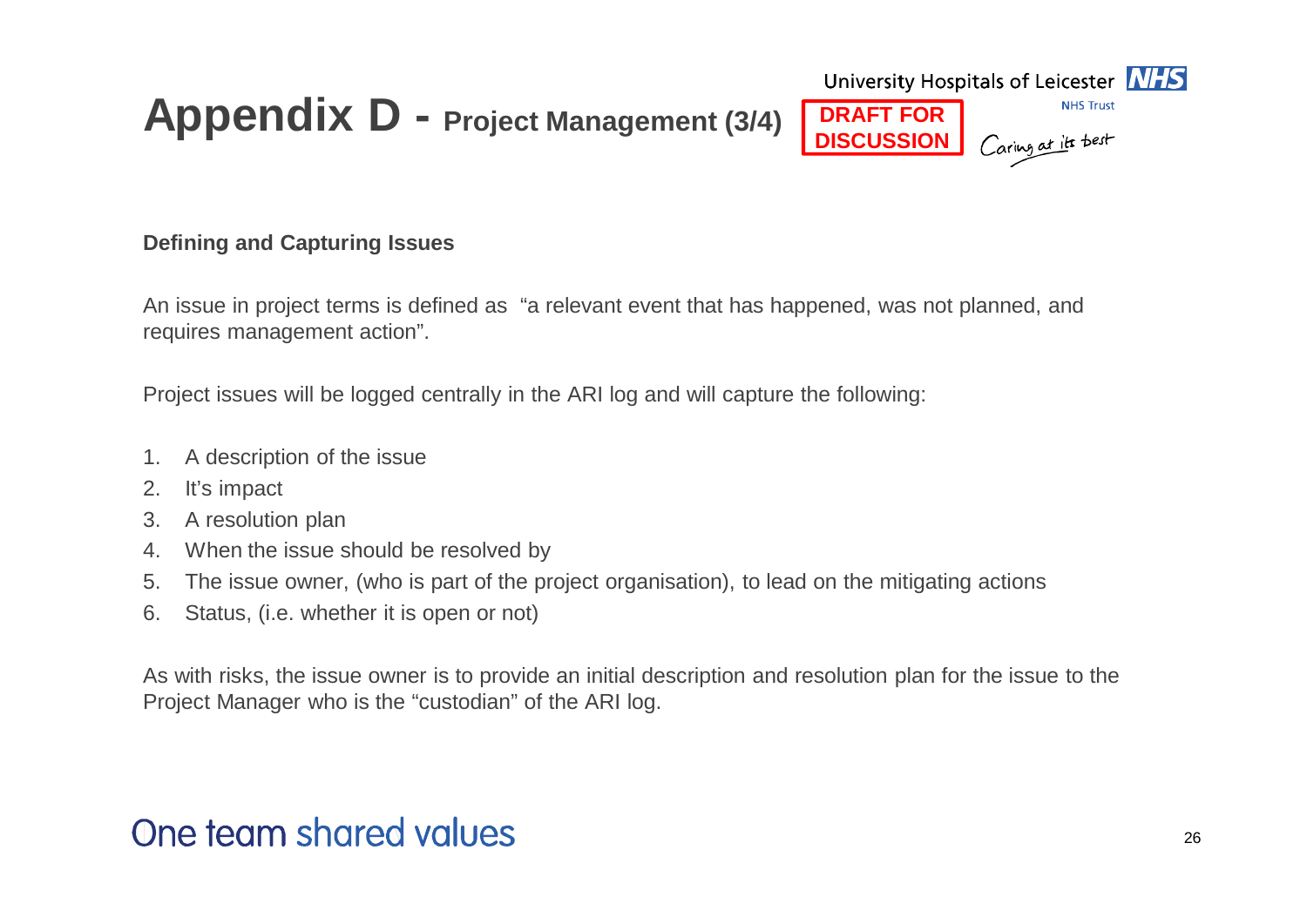# Appendix D - Project Management (3/4)

DRAFT FOR DISCUSSION

### Defining and Capturing Issues

An issue in project terms is defined as "a relevant event that has happened, was not planned, and requires management action".

Project issues will be logged centrally in the ARI log and will capture the following:

1. A description of the issue
2. It's impact
3. A resolution plan
4. When the issue should be resolved by
5. The issue owner, (who is part of the project organisation), to lead on the mitigating actions
6. Status, (i.e. whether it is open or not)

As with risks, the issue owner is to provide an initial description and resolution plan for the issue to the Project Manager who is the "custodian" of the ARI log.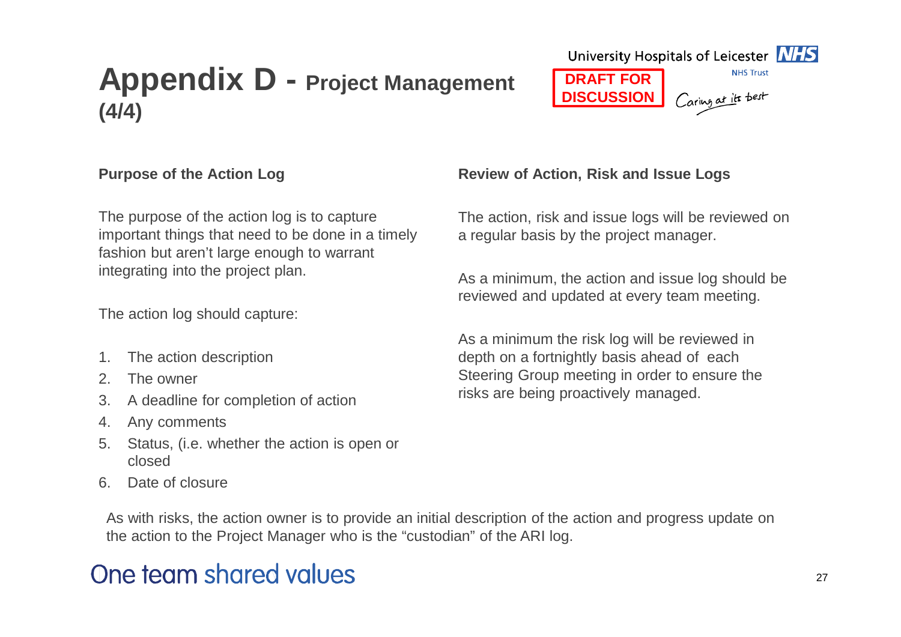# Appendix D - Project Management (4/4)

University Hospitals of Leicester NHS Trust

**DRAFT FOR DISCUSSION**

Caring at its best

### Purpose of the Action Log

The purpose of the action log is to capture important things that need to be done in a timely fashion but aren't large enough to warrant integrating into the project plan.

The action log should capture:

1. The action description
2. The owner
3. A deadline for completion of action
4. Any comments
5. Status, (i.e. whether the action is open or closed
6. Date of closure

### Review of Action, Risk and Issue Logs

The action, risk and issue logs will be reviewed on a regular basis by the project manager.

As a minimum, the action and issue log should be reviewed and updated at every team meeting.

As a minimum the risk log will be reviewed in depth on a fortnightly basis ahead of each Steering Group meeting in order to ensure the risks are being proactively managed.

As with risks, the action owner is to provide an initial description of the action and progress update on the action to the Project Manager who is the "custodian" of the ARI log.

One team shared values